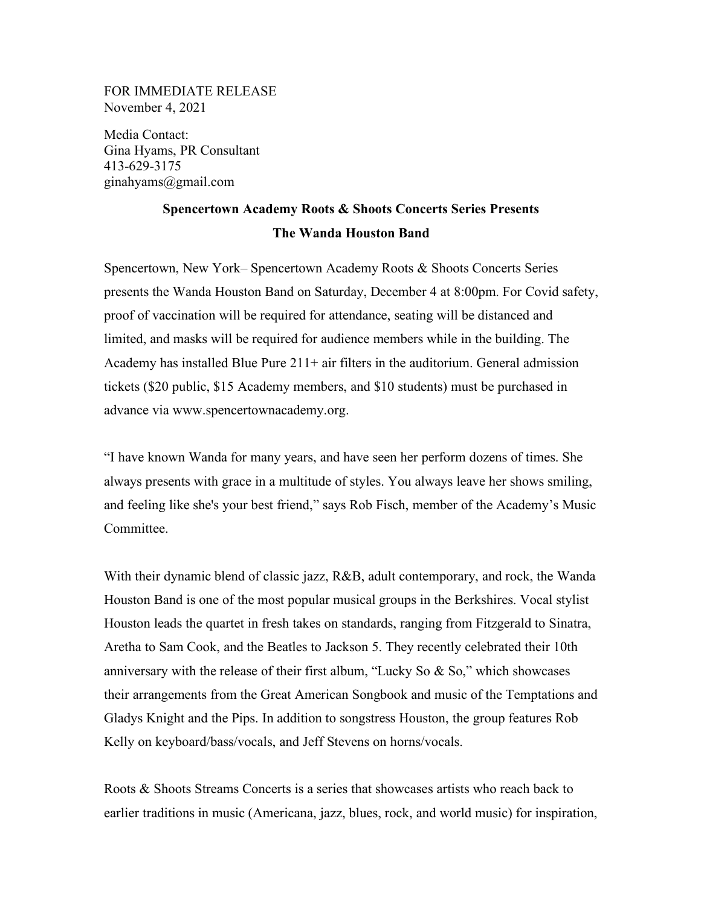FOR IMMEDIATE RELEASE
November 4, 2021

Media Contact:
Gina Hyams, PR Consultant
413-629-3175
ginahyams@gmail.com

**Spencertown Academy Roots & Shoots Concerts Series Presents**

**The Wanda Houston Band**

Spencertown, New York– Spencertown Academy Roots & Shoots Concerts Series presents the Wanda Houston Band on Saturday, December 4 at 8:00pm. For Covid safety, proof of vaccination will be required for attendance, seating will be distanced and limited, and masks will be required for audience members while in the building. The Academy has installed Blue Pure 211+ air filters in the auditorium. General admission tickets ($20 public, $15 Academy members, and $10 students) must be purchased in advance via www.spencertownacademy.org.

"I have known Wanda for many years, and have seen her perform dozens of times. She always presents with grace in a multitude of styles. You always leave her shows smiling, and feeling like she's your best friend," says Rob Fisch, member of the Academy's Music Committee.

With their dynamic blend of classic jazz, R&B, adult contemporary, and rock, the Wanda Houston Band is one of the most popular musical groups in the Berkshires. Vocal stylist Houston leads the quartet in fresh takes on standards, ranging from Fitzgerald to Sinatra, Aretha to Sam Cook, and the Beatles to Jackson 5. They recently celebrated their 10th anniversary with the release of their first album, "Lucky So & So," which showcases their arrangements from the Great American Songbook and music of the Temptations and Gladys Knight and the Pips. In addition to songstress Houston, the group features Rob Kelly on keyboard/bass/vocals, and Jeff Stevens on horns/vocals.

Roots & Shoots Streams Concerts is a series that showcases artists who reach back to earlier traditions in music (Americana, jazz, blues, rock, and world music) for inspiration,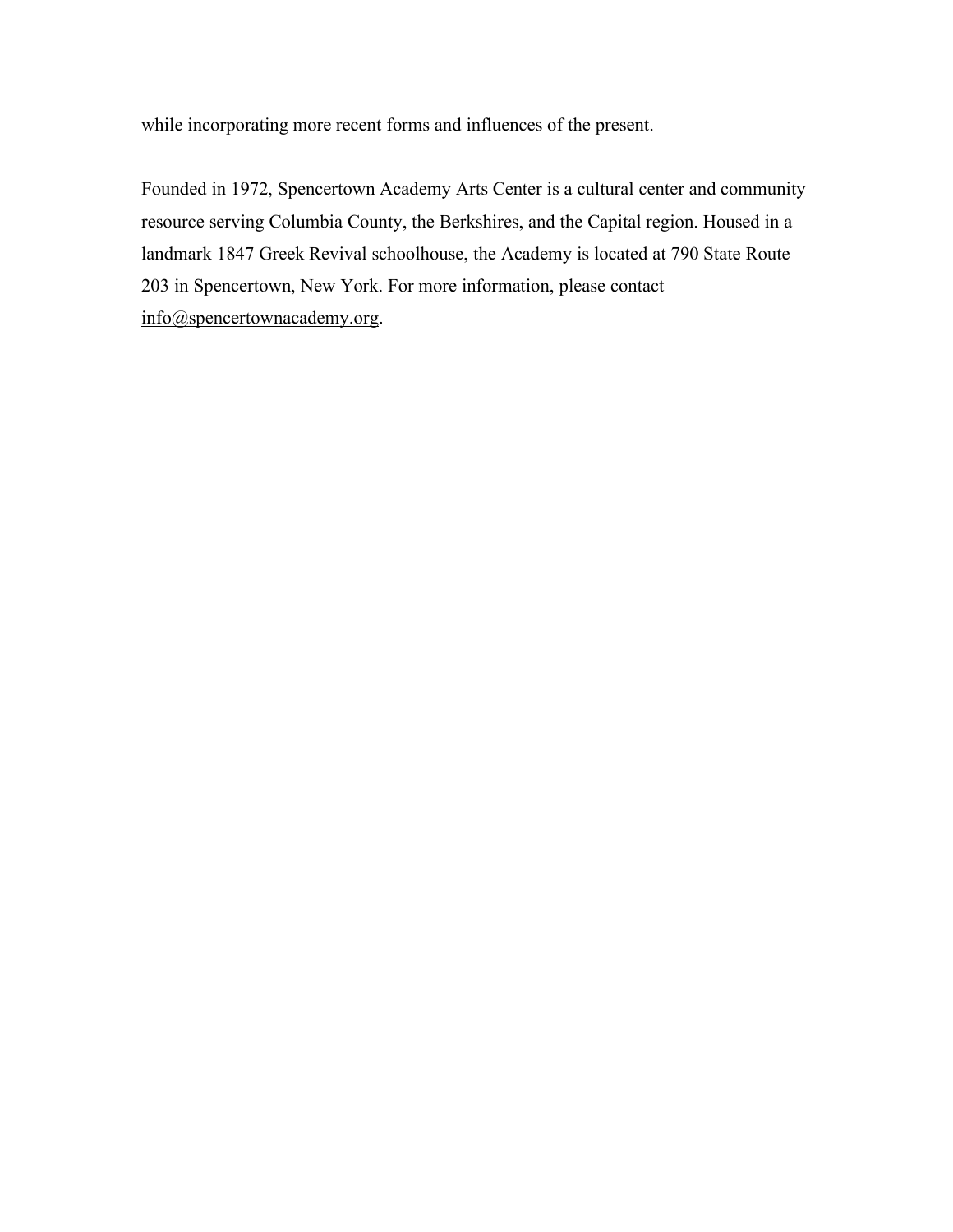while incorporating more recent forms and influences of the present.

Founded in 1972, Spencertown Academy Arts Center is a cultural center and community resource serving Columbia County, the Berkshires, and the Capital region. Housed in a landmark 1847 Greek Revival schoolhouse, the Academy is located at 790 State Route 203 in Spencertown, New York. For more information, please contact info@spencertownacademy.org.